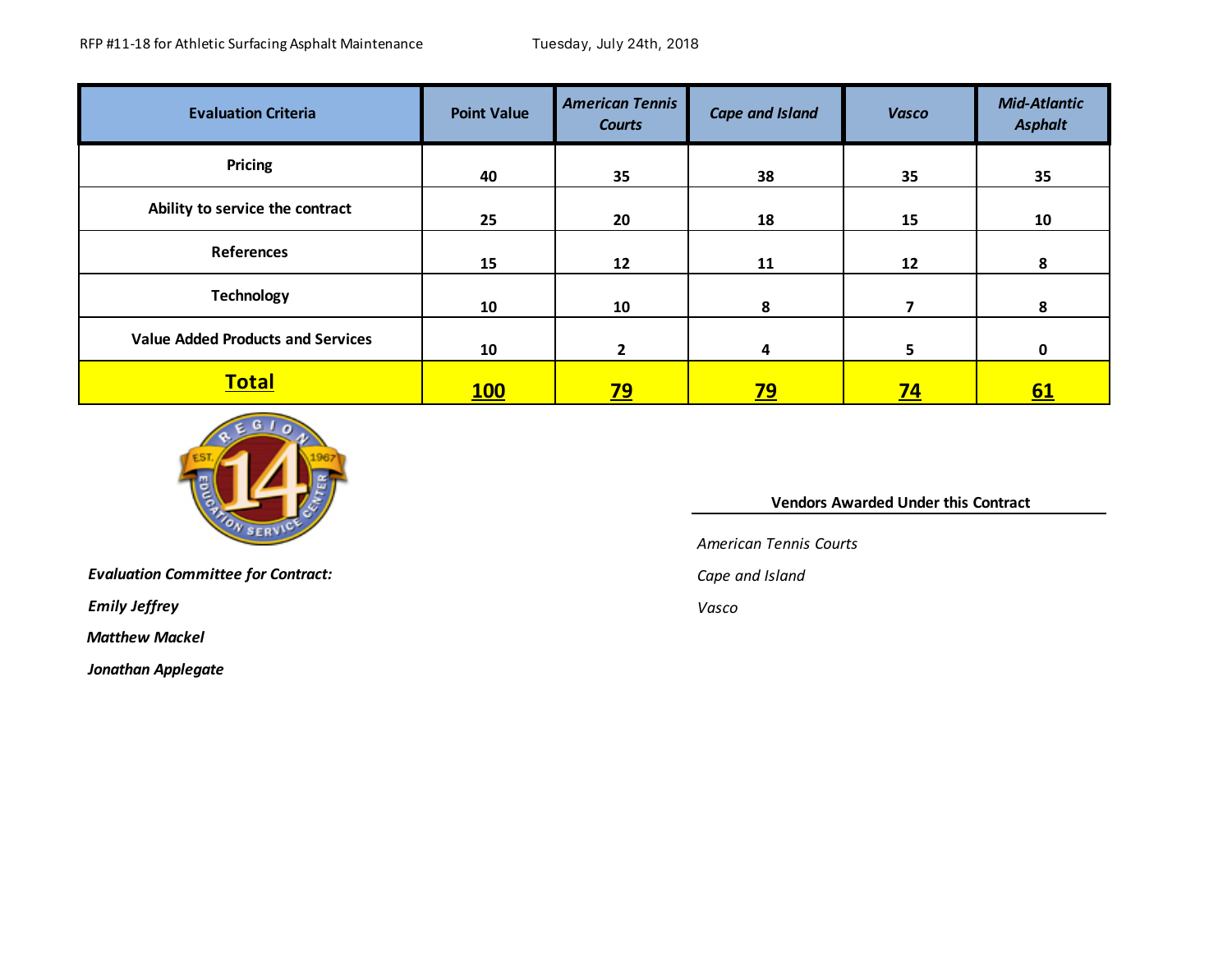RFP #11-18 for Athletic Surfacing Asphalt Maintenance    Tuesday, July 24th, 2018

| Evaluation Criteria | Point Value | *American Tennis Courts* | *Cape and Island* | *Vasco* | *Mid-Atlantic Asphalt* |
|---|---|---|---|---|---|
| Pricing | 40 | 35 | 38 | 35 | 35 |
| Ability to service the contract | 25 | 20 | 18 | 15 | 10 |
| References | 15 | 12 | 11 | 12 | 8 |
| Technology | 10 | 10 | 8 | 7 | 8 |
| Value Added Products and Services | 10 | 2 | 4 | 5 | 0 |
| **Total** | **100** | **79** | **79** | **74** | **61** |

***Evaluation Committee for Contract:***

***Emily Jeffrey***

***Matthew Mackel***

***Jonathan Applegate***

**Vendors Awarded Under this Contract**

*American Tennis Courts*

*Cape and Island*

*Vasco*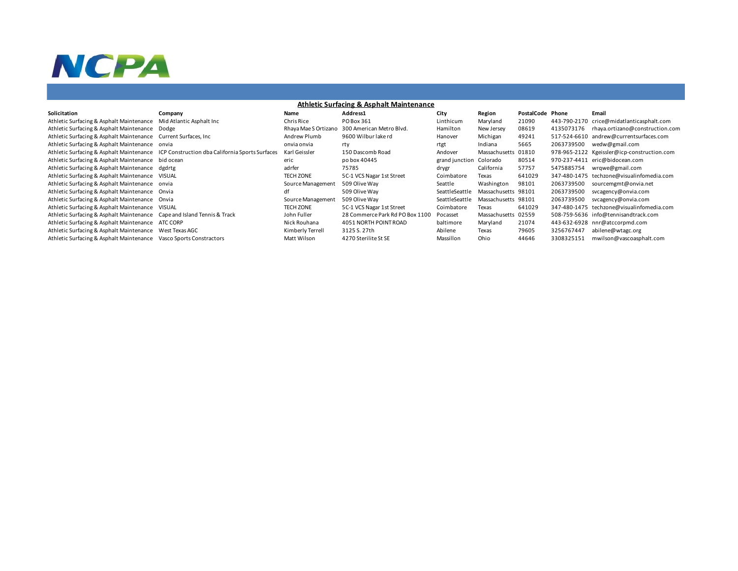NCPA

## Athletic Surfacing & Asphalt Maintenance

| Solicitation | Company | Name | Address1 | City | Region | PostalCode | Phone | Email |
|---|---|---|---|---|---|---|---|---|
| Athletic Surfacing & Asphalt Maintenance | Mid Atlantic Asphalt Inc | Chris Rice | PO Box 361 | Linthicum | Maryland | 21090 | 443-790-2170 | crice@midatlanticasphalt.com |
| Athletic Surfacing & Asphalt Maintenance | Dodge | Rhaya Mae S Ortizano | 300 American Metro Blvd. | Hamilton | New Jersey | 08619 | 4135073176 | rhaya.ortizano@construction.com |
| Athletic Surfacing & Asphalt Maintenance | Current Surfaces, Inc | Andrew Plumb | 9600 Wilbur lake rd | Hanover | Michigan | 49241 | 517-524-6610 | andrew@currentsurfaces.com |
| Athletic Surfacing & Asphalt Maintenance | onvia | onvia onvia | rty | rtgt | Indiana | 5665 | 2063739500 | wedw@gmail.com |
| Athletic Surfacing & Asphalt Maintenance | ICP Construction dba California Sports Surfaces | Karl Geissler | 150 Dascomb Road | Andover | Massachusetts | 01810 | 978-965-2122 | Kgeissler@icp-construction.com |
| Athletic Surfacing & Asphalt Maintenance | bid ocean | eric | po box 40445 | grand junction | Colorado | 80514 | 970-237-4411 | eric@bidocean.com |
| Athletic Surfacing & Asphalt Maintenance | dgdrtg | adrfer | 75785 | drygr | California | 57757 | 5475885754 | wrqwe@gmail.com |
| Athletic Surfacing & Asphalt Maintenance | VISUAL | TECH ZONE | 5C-1 VCS Nagar 1st Street | Coimbatore | Texas | 641029 | 347-480-1475 | techzone@visualinfomedia.com |
| Athletic Surfacing & Asphalt Maintenance | onvia | Source Management | 509 Olive Way | Seattle | Washington | 98101 | 2063739500 | sourcemgmt@onvia.net |
| Athletic Surfacing & Asphalt Maintenance | Onvia | df | 509 Olive Way | SeattleSeattle | Massachusetts | 98101 | 2063739500 | svcagency@onvia.com |
| Athletic Surfacing & Asphalt Maintenance | Onvia | Source Management | 509 Olive Way | SeattleSeattle | Massachusetts | 98101 | 2063739500 | svcagency@onvia.com |
| Athletic Surfacing & Asphalt Maintenance | VISUAL | TECH ZONE | 5C-1 VCS Nagar 1st Street | Coimbatore | Texas | 641029 | 347-480-1475 | techzone@visualinfomedia.com |
| Athletic Surfacing & Asphalt Maintenance | Cape and Island Tennis & Track | John Fuller | 28 Commerce Park Rd PO Box 1100 | Pocasset | Massachusetts | 02559 | 508-759-5636 | info@tennisandtrack.com |
| Athletic Surfacing & Asphalt Maintenance | ATC CORP | Nick Rouhana | 4051 NORTH POINT ROAD | baltimore | Maryland | 21074 | 443-632-6928 | nnr@atccorpmd.com |
| Athletic Surfacing & Asphalt Maintenance | West Texas AGC | Kimberly Terrell | 3125 S. 27th | Abilene | Texas | 79605 | 3256767447 | abilene@wtagc.org |
| Athletic Surfacing & Asphalt Maintenance | Vasco Sports Constractors | Matt Wilson | 4270 Sterilite St SE | Massillon | Ohio | 44646 | 3308325151 | mwilson@vascoasphalt.com |